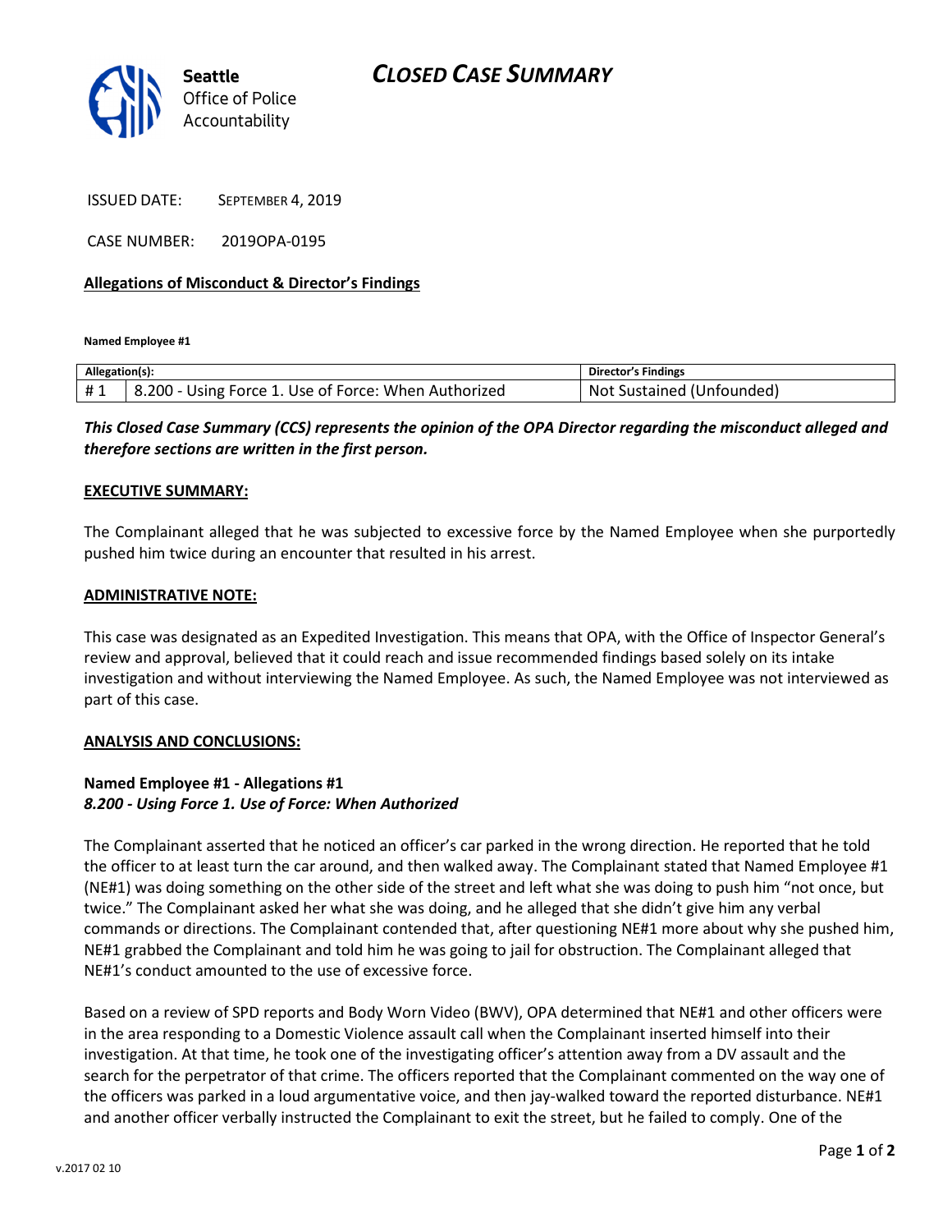Seattle Office of Police Accountability

# CLOSED CASE SUMMARY

ISSUED DATE: SEPTEMBER 4, 2019

CASE NUMBER: 2019OPA-0195

**Allegations of Misconduct & Director's Findings**

**Named Employee #1**

| Allegation(s): | | Director's Findings |
|---|---|---|
| # 1 | 8.200 - Using Force 1. Use of Force: When Authorized | Not Sustained (Unfounded) |

***This Closed Case Summary (CCS) represents the opinion of the OPA Director regarding the misconduct alleged and therefore sections are written in the first person.***

**EXECUTIVE SUMMARY:**

The Complainant alleged that he was subjected to excessive force by the Named Employee when she purportedly pushed him twice during an encounter that resulted in his arrest.

**ADMINISTRATIVE NOTE:**

This case was designated as an Expedited Investigation. This means that OPA, with the Office of Inspector General's review and approval, believed that it could reach and issue recommended findings based solely on its intake investigation and without interviewing the Named Employee. As such, the Named Employee was not interviewed as part of this case.

**ANALYSIS AND CONCLUSIONS:**

**Named Employee #1 - Allegations #1**
***8.200 - Using Force 1. Use of Force: When Authorized***

The Complainant asserted that he noticed an officer's car parked in the wrong direction. He reported that he told the officer to at least turn the car around, and then walked away. The Complainant stated that Named Employee #1 (NE#1) was doing something on the other side of the street and left what she was doing to push him "not once, but twice." The Complainant asked her what she was doing, and he alleged that she didn't give him any verbal commands or directions. The Complainant contended that, after questioning NE#1 more about why she pushed him, NE#1 grabbed the Complainant and told him he was going to jail for obstruction. The Complainant alleged that NE#1's conduct amounted to the use of excessive force.

Based on a review of SPD reports and Body Worn Video (BWV), OPA determined that NE#1 and other officers were in the area responding to a Domestic Violence assault call when the Complainant inserted himself into their investigation. At that time, he took one of the investigating officer's attention away from a DV assault and the search for the perpetrator of that crime. The officers reported that the Complainant commented on the way one of the officers was parked in a loud argumentative voice, and then jay-walked toward the reported disturbance. NE#1 and another officer verbally instructed the Complainant to exit the street, but he failed to comply. One of the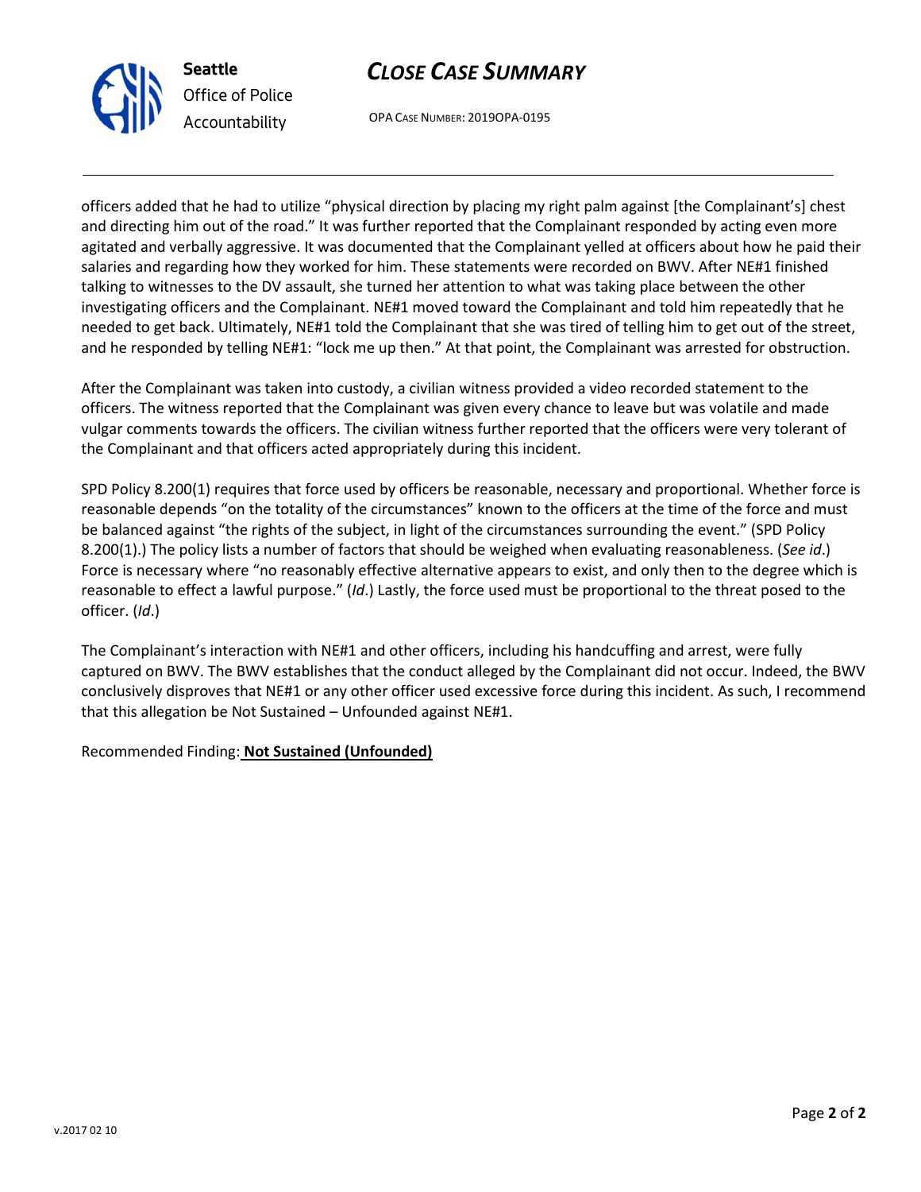officers added that he had to utilize "physical direction by placing my right palm against [the Complainant's] chest and directing him out of the road." It was further reported that the Complainant responded by acting even more agitated and verbally aggressive. It was documented that the Complainant yelled at officers about how he paid their salaries and regarding how they worked for him. These statements were recorded on BWV. After NE#1 finished talking to witnesses to the DV assault, she turned her attention to what was taking place between the other investigating officers and the Complainant. NE#1 moved toward the Complainant and told him repeatedly that he needed to get back. Ultimately, NE#1 told the Complainant that she was tired of telling him to get out of the street, and he responded by telling NE#1: "lock me up then." At that point, the Complainant was arrested for obstruction.

After the Complainant was taken into custody, a civilian witness provided a video recorded statement to the officers. The witness reported that the Complainant was given every chance to leave but was volatile and made vulgar comments towards the officers. The civilian witness further reported that the officers were very tolerant of the Complainant and that officers acted appropriately during this incident.

SPD Policy 8.200(1) requires that force used by officers be reasonable, necessary and proportional. Whether force is reasonable depends "on the totality of the circumstances" known to the officers at the time of the force and must be balanced against "the rights of the subject, in light of the circumstances surrounding the event." (SPD Policy 8.200(1).) The policy lists a number of factors that should be weighed when evaluating reasonableness. (*See id*.) Force is necessary where "no reasonably effective alternative appears to exist, and only then to the degree which is reasonable to effect a lawful purpose." (*Id*.) Lastly, the force used must be proportional to the threat posed to the officer. (*Id*.)

The Complainant's interaction with NE#1 and other officers, including his handcuffing and arrest, were fully captured on BWV. The BWV establishes that the conduct alleged by the Complainant did not occur. Indeed, the BWV conclusively disproves that NE#1 or any other officer used excessive force during this incident. As such, I recommend that this allegation be Not Sustained – Unfounded against NE#1.

Recommended Finding: **Not Sustained (Unfounded)**